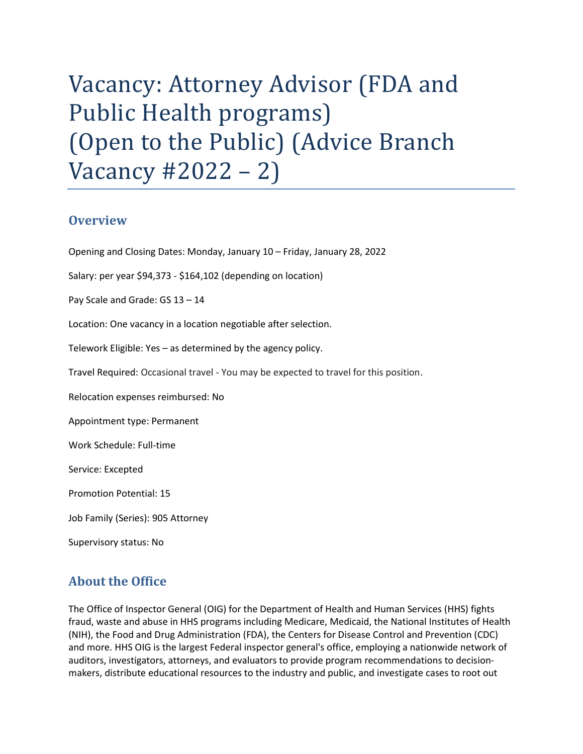# Vacancy: Attorney Advisor (FDA and Public Health programs) (Open to the Public) (Advice Branch Vacancy #2022 – 2)

## Overview

Opening and Closing Dates: Monday, January 10 – Friday, January 28, 2022

Salary: per year $94,373 - $164,102 (depending on location)

Pay Scale and Grade: GS 13 – 14

Location: One vacancy in a location negotiable after selection.

Telework Eligible: Yes – as determined by the agency policy.

Travel Required: Occasional travel - You may be expected to travel for this position.

Relocation expenses reimbursed: No

Appointment type: Permanent

Work Schedule: Full-time

Service: Excepted

Promotion Potential: 15

Job Family (Series): 905 Attorney

Supervisory status: No

## About the Office

The Office of Inspector General (OIG) for the Department of Health and Human Services (HHS) fights fraud, waste and abuse in HHS programs including Medicare, Medicaid, the National Institutes of Health (NIH), the Food and Drug Administration (FDA), the Centers for Disease Control and Prevention (CDC) and more. HHS OIG is the largest Federal inspector general's office, employing a nationwide network of auditors, investigators, attorneys, and evaluators to provide program recommendations to decision-makers, distribute educational resources to the industry and public, and investigate cases to root out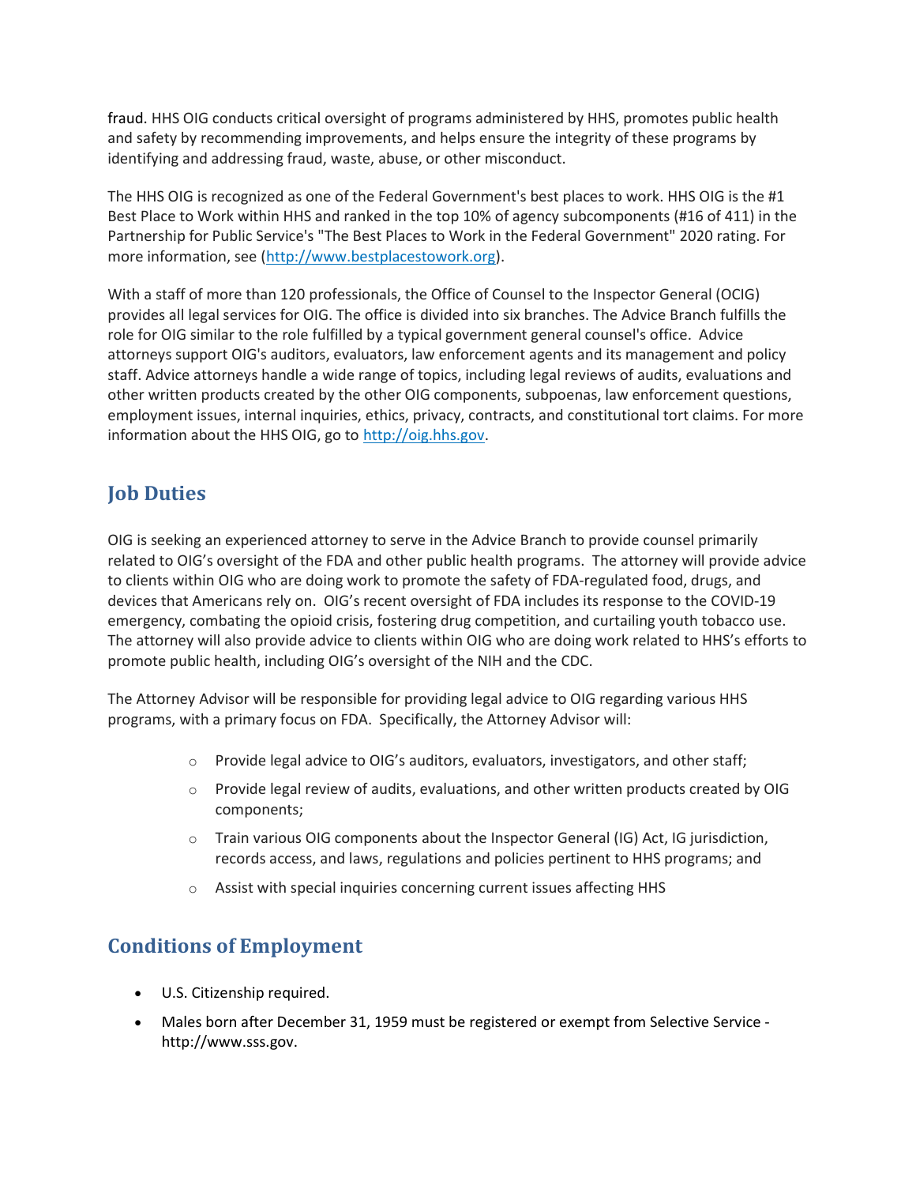fraud. HHS OIG conducts critical oversight of programs administered by HHS, promotes public health and safety by recommending improvements, and helps ensure the integrity of these programs by identifying and addressing fraud, waste, abuse, or other misconduct.

The HHS OIG is recognized as one of the Federal Government's best places to work. HHS OIG is the #1 Best Place to Work within HHS and ranked in the top 10% of agency subcomponents (#16 of 411) in the Partnership for Public Service's "The Best Places to Work in the Federal Government" 2020 rating. For more information, see (http://www.bestplacestowork.org).

With a staff of more than 120 professionals, the Office of Counsel to the Inspector General (OCIG) provides all legal services for OIG. The office is divided into six branches. The Advice Branch fulfills the role for OIG similar to the role fulfilled by a typical government general counsel's office. Advice attorneys support OIG's auditors, evaluators, law enforcement agents and its management and policy staff. Advice attorneys handle a wide range of topics, including legal reviews of audits, evaluations and other written products created by the other OIG components, subpoenas, law enforcement questions, employment issues, internal inquiries, ethics, privacy, contracts, and constitutional tort claims. For more information about the HHS OIG, go to http://oig.hhs.gov.

## Job Duties

OIG is seeking an experienced attorney to serve in the Advice Branch to provide counsel primarily related to OIG's oversight of the FDA and other public health programs. The attorney will provide advice to clients within OIG who are doing work to promote the safety of FDA-regulated food, drugs, and devices that Americans rely on. OIG's recent oversight of FDA includes its response to the COVID-19 emergency, combating the opioid crisis, fostering drug competition, and curtailing youth tobacco use. The attorney will also provide advice to clients within OIG who are doing work related to HHS's efforts to promote public health, including OIG's oversight of the NIH and the CDC.

The Attorney Advisor will be responsible for providing legal advice to OIG regarding various HHS programs, with a primary focus on FDA. Specifically, the Attorney Advisor will:

- Provide legal advice to OIG's auditors, evaluators, investigators, and other staff;
- Provide legal review of audits, evaluations, and other written products created by OIG components;
- Train various OIG components about the Inspector General (IG) Act, IG jurisdiction, records access, and laws, regulations and policies pertinent to HHS programs; and
- Assist with special inquiries concerning current issues affecting HHS

## Conditions of Employment

- U.S. Citizenship required.
- Males born after December 31, 1959 must be registered or exempt from Selective Service - http://www.sss.gov.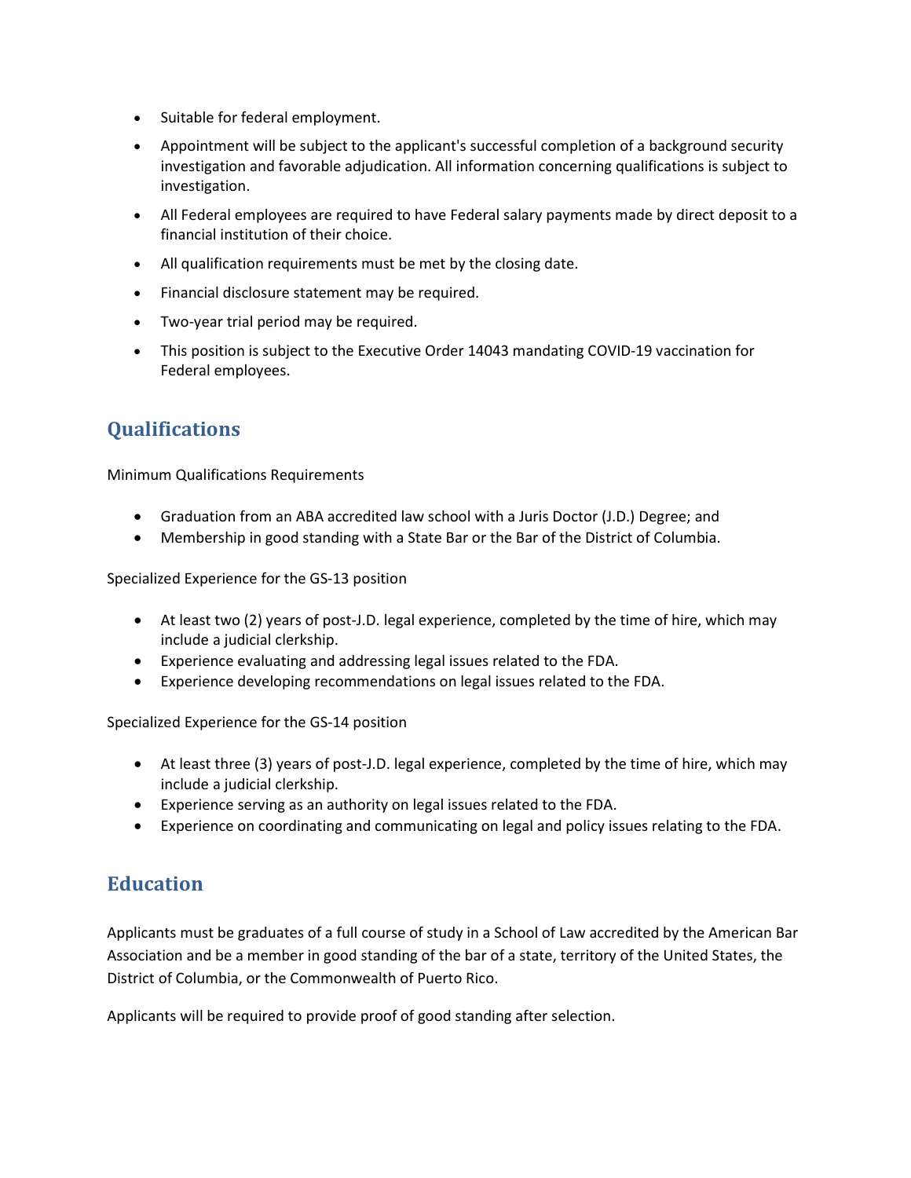- Suitable for federal employment.
- Appointment will be subject to the applicant's successful completion of a background security investigation and favorable adjudication. All information concerning qualifications is subject to investigation.
- All Federal employees are required to have Federal salary payments made by direct deposit to a financial institution of their choice.
- All qualification requirements must be met by the closing date.
- Financial disclosure statement may be required.
- Two-year trial period may be required.
- This position is subject to the Executive Order 14043 mandating COVID-19 vaccination for Federal employees.

## Qualifications

Minimum Qualifications Requirements

- Graduation from an ABA accredited law school with a Juris Doctor (J.D.) Degree; and
- Membership in good standing with a State Bar or the Bar of the District of Columbia.

Specialized Experience for the GS-13 position

- At least two (2) years of post-J.D. legal experience, completed by the time of hire, which may include a judicial clerkship.
- Experience evaluating and addressing legal issues related to the FDA.
- Experience developing recommendations on legal issues related to the FDA.

Specialized Experience for the GS-14 position

- At least three (3) years of post-J.D. legal experience, completed by the time of hire, which may include a judicial clerkship.
- Experience serving as an authority on legal issues related to the FDA.
- Experience on coordinating and communicating on legal and policy issues relating to the FDA.

## Education

Applicants must be graduates of a full course of study in a School of Law accredited by the American Bar Association and be a member in good standing of the bar of a state, territory of the United States, the District of Columbia, or the Commonwealth of Puerto Rico.

Applicants will be required to provide proof of good standing after selection.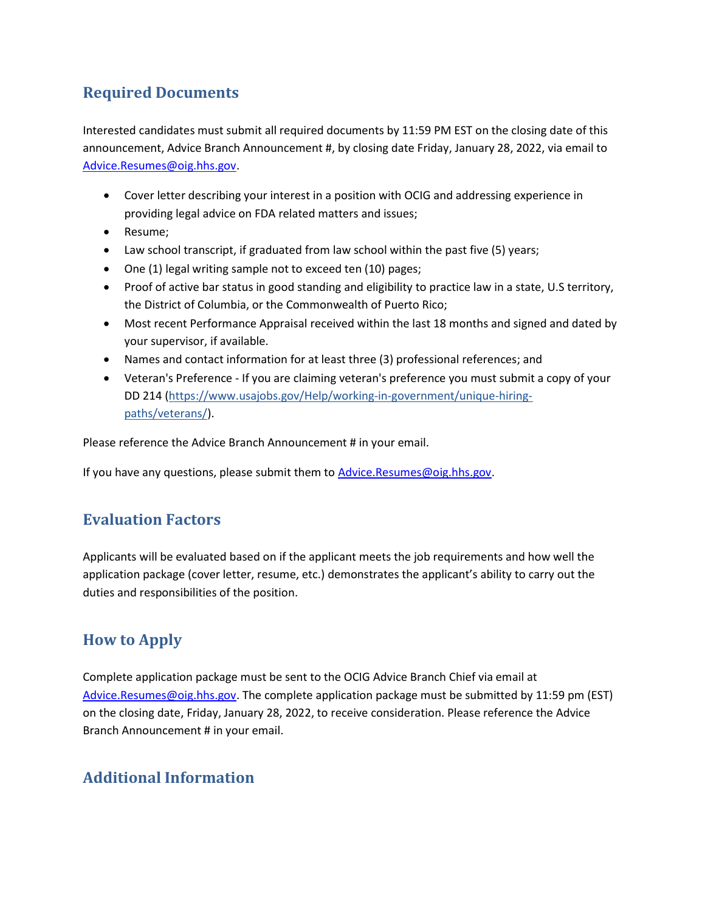## Required Documents

Interested candidates must submit all required documents by 11:59 PM EST on the closing date of this announcement, Advice Branch Announcement #, by closing date Friday, January 28, 2022, via email to Advice.Resumes@oig.hhs.gov.

- Cover letter describing your interest in a position with OCIG and addressing experience in providing legal advice on FDA related matters and issues;
- Resume;
- Law school transcript, if graduated from law school within the past five (5) years;
- One (1) legal writing sample not to exceed ten (10) pages;
- Proof of active bar status in good standing and eligibility to practice law in a state, U.S territory, the District of Columbia, or the Commonwealth of Puerto Rico;
- Most recent Performance Appraisal received within the last 18 months and signed and dated by your supervisor, if available.
- Names and contact information for at least three (3) professional references; and
- Veteran's Preference - If you are claiming veteran's preference you must submit a copy of your DD 214 (https://www.usajobs.gov/Help/working-in-government/unique-hiring-paths/veterans/).

Please reference the Advice Branch Announcement # in your email.

If you have any questions, please submit them to Advice.Resumes@oig.hhs.gov.

## Evaluation Factors

Applicants will be evaluated based on if the applicant meets the job requirements and how well the application package (cover letter, resume, etc.) demonstrates the applicant's ability to carry out the duties and responsibilities of the position.

## How to Apply

Complete application package must be sent to the OCIG Advice Branch Chief via email at Advice.Resumes@oig.hhs.gov. The complete application package must be submitted by 11:59 pm (EST) on the closing date, Friday, January 28, 2022, to receive consideration. Please reference the Advice Branch Announcement # in your email.

## Additional Information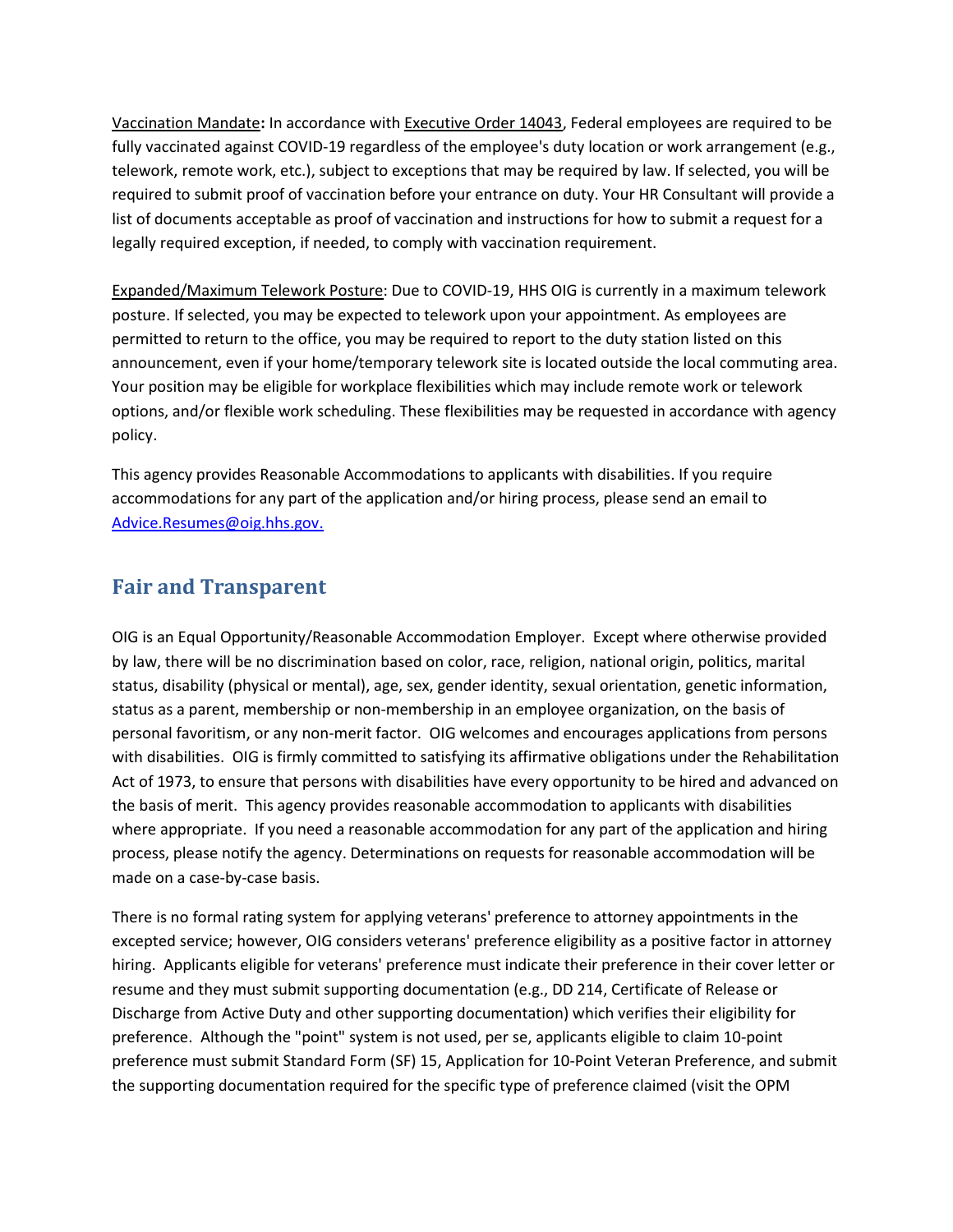Vaccination Mandate**:** In accordance with Executive Order 14043, Federal employees are required to be fully vaccinated against COVID-19 regardless of the employee's duty location or work arrangement (e.g., telework, remote work, etc.), subject to exceptions that may be required by law. If selected, you will be required to submit proof of vaccination before your entrance on duty. Your HR Consultant will provide a list of documents acceptable as proof of vaccination and instructions for how to submit a request for a legally required exception, if needed, to comply with vaccination requirement.

Expanded/Maximum Telework Posture: Due to COVID-19, HHS OIG is currently in a maximum telework posture. If selected, you may be expected to telework upon your appointment. As employees are permitted to return to the office, you may be required to report to the duty station listed on this announcement, even if your home/temporary telework site is located outside the local commuting area. Your position may be eligible for workplace flexibilities which may include remote work or telework options, and/or flexible work scheduling. These flexibilities may be requested in accordance with agency policy.

This agency provides Reasonable Accommodations to applicants with disabilities. If you require accommodations for any part of the application and/or hiring process, please send an email to Advice.Resumes@oig.hhs.gov.

## Fair and Transparent

OIG is an Equal Opportunity/Reasonable Accommodation Employer. Except where otherwise provided by law, there will be no discrimination based on color, race, religion, national origin, politics, marital status, disability (physical or mental), age, sex, gender identity, sexual orientation, genetic information, status as a parent, membership or non-membership in an employee organization, on the basis of personal favoritism, or any non-merit factor. OIG welcomes and encourages applications from persons with disabilities. OIG is firmly committed to satisfying its affirmative obligations under the Rehabilitation Act of 1973, to ensure that persons with disabilities have every opportunity to be hired and advanced on the basis of merit. This agency provides reasonable accommodation to applicants with disabilities where appropriate. If you need a reasonable accommodation for any part of the application and hiring process, please notify the agency. Determinations on requests for reasonable accommodation will be made on a case-by-case basis.

There is no formal rating system for applying veterans' preference to attorney appointments in the excepted service; however, OIG considers veterans' preference eligibility as a positive factor in attorney hiring. Applicants eligible for veterans' preference must indicate their preference in their cover letter or resume and they must submit supporting documentation (e.g., DD 214, Certificate of Release or Discharge from Active Duty and other supporting documentation) which verifies their eligibility for preference. Although the "point" system is not used, per se, applicants eligible to claim 10-point preference must submit Standard Form (SF) 15, Application for 10-Point Veteran Preference, and submit the supporting documentation required for the specific type of preference claimed (visit the OPM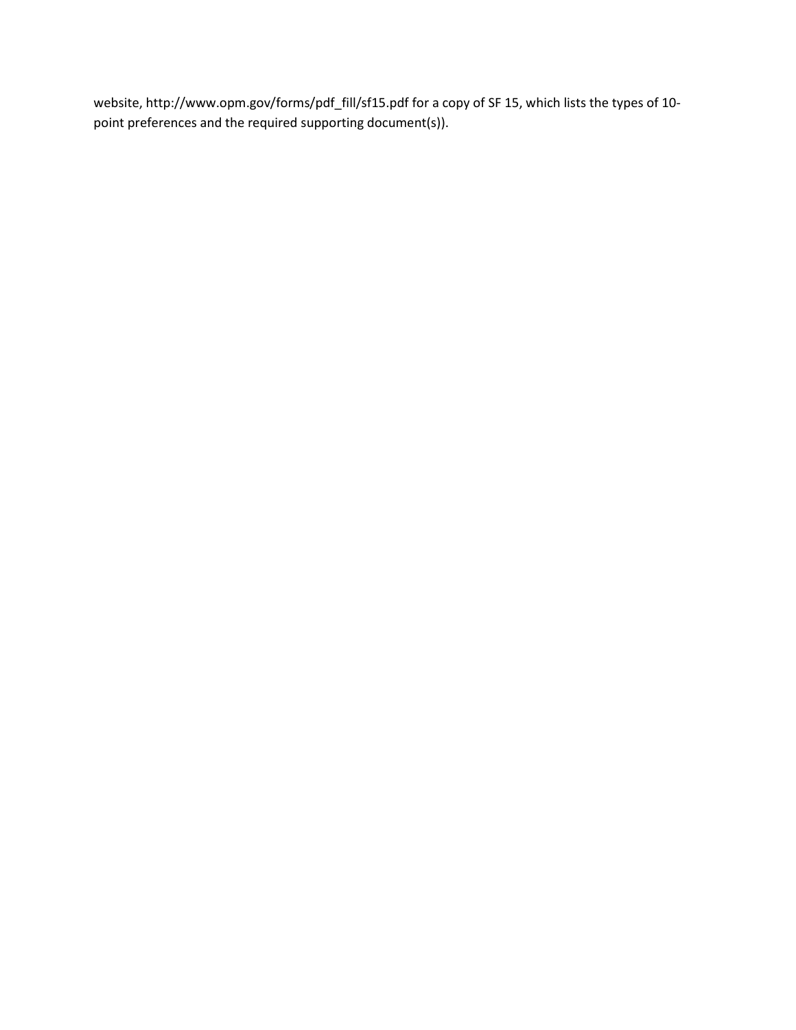website, http://www.opm.gov/forms/pdf_fill/sf15.pdf for a copy of SF 15, which lists the types of 10-point preferences and the required supporting document(s)).